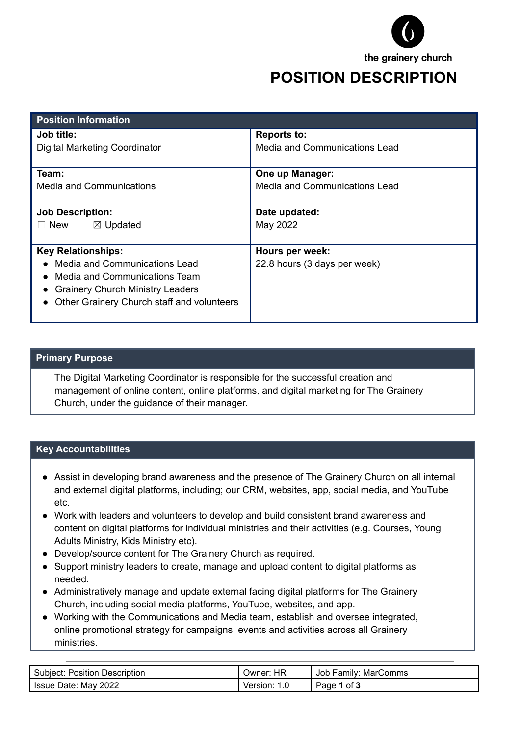the grainery church

# POSITION DESCRIPTION

| Position Information | |
|---|---|
| **Job title:**<br>Digital Marketing Coordinator | **Reports to:**<br>Media and Communications Lead |
| **Team:**<br>Media and Communications | **One up Manager:**<br>Media and Communications Lead |
| **Job Description:**<br>☐ New ☒ Updated | **Date updated:**<br>May 2022 |
| **Key Relationships:**<br>● Media and Communications Lead<br>● Media and Communications Team<br>● Grainery Church Ministry Leaders<br>● Other Grainery Church staff and volunteers | **Hours per week:**<br>22.8 hours (3 days per week) |

## Primary Purpose

The Digital Marketing Coordinator is responsible for the successful creation and management of online content, online platforms, and digital marketing for The Grainery Church, under the guidance of their manager.

## Key Accountabilities

- Assist in developing brand awareness and the presence of The Grainery Church on all internal and external digital platforms, including; our CRM, websites, app, social media, and YouTube etc.
- Work with leaders and volunteers to develop and build consistent brand awareness and content on digital platforms for individual ministries and their activities (e.g. Courses, Young Adults Ministry, Kids Ministry etc).
- Develop/source content for The Grainery Church as required.
- Support ministry leaders to create, manage and upload content to digital platforms as needed.
- Administratively manage and update external facing digital platforms for The Grainery Church, including social media platforms, YouTube, websites, and app.
- Working with the Communications and Media team, establish and oversee integrated, online promotional strategy for campaigns, events and activities across all Grainery ministries.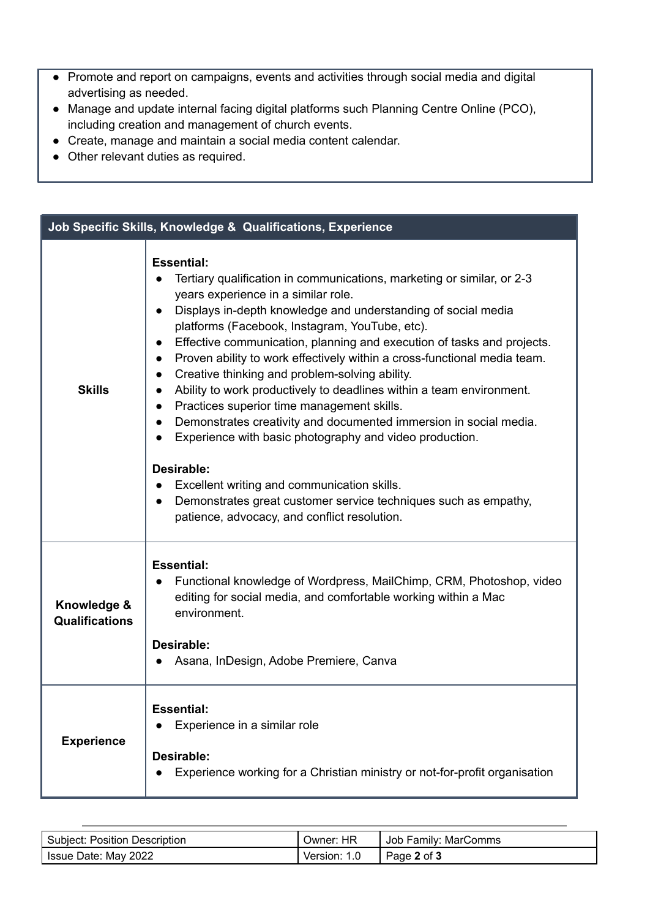- Promote and report on campaigns, events and activities through social media and digital advertising as needed.
- Manage and update internal facing digital platforms such Planning Centre Online (PCO), including creation and management of church events.
- Create, manage and maintain a social media content calendar.
- Other relevant duties as required.

| Job Specific Skills, Knowledge & Qualifications, Experience | |
|---|---|
| **Skills** | **Essential:**<br>• Tertiary qualification in communications, marketing or similar, or 2-3 years experience in a similar role.<br>• Displays in-depth knowledge and understanding of social media platforms (Facebook, Instagram, YouTube, etc).<br>• Effective communication, planning and execution of tasks and projects.<br>• Proven ability to work effectively within a cross-functional media team.<br>• Creative thinking and problem-solving ability.<br>• Ability to work productively to deadlines within a team environment.<br>• Practices superior time management skills.<br>• Demonstrates creativity and documented immersion in social media.<br>• Experience with basic photography and video production.<br><br>**Desirable:**<br>• Excellent writing and communication skills.<br>• Demonstrates great customer service techniques such as empathy, patience, advocacy, and conflict resolution. |
| **Knowledge & Qualifications** | **Essential:**<br>• Functional knowledge of Wordpress, MailChimp, CRM, Photoshop, video editing for social media, and comfortable working within a Mac environment.<br><br>**Desirable:**<br>• Asana, InDesign, Adobe Premiere, Canva |
| **Experience** | **Essential:**<br>• Experience in a similar role<br><br>**Desirable:**<br>• Experience working for a Christian ministry or not-for-profit organisation |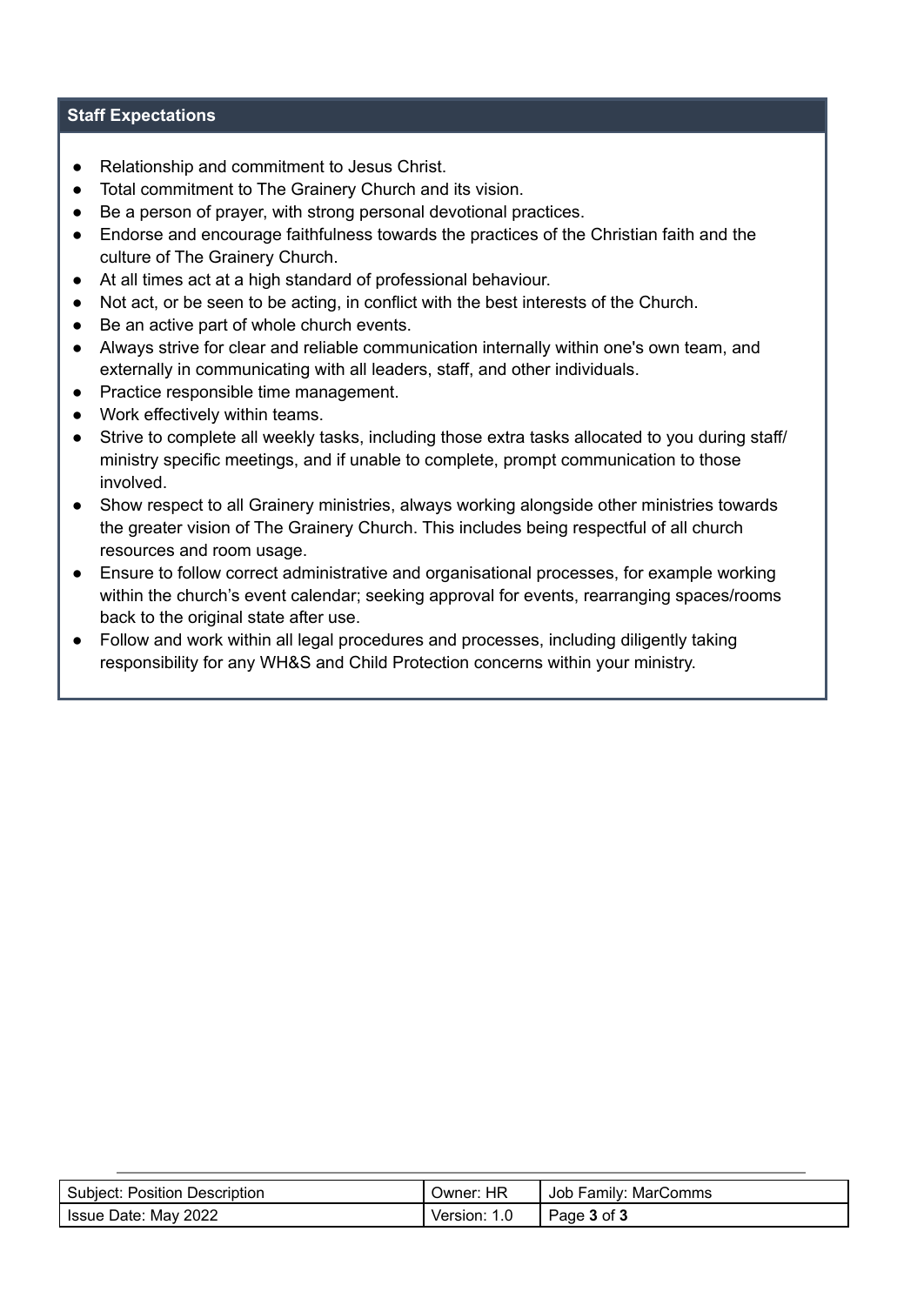## Staff Expectations

- Relationship and commitment to Jesus Christ.
- Total commitment to The Grainery Church and its vision.
- Be a person of prayer, with strong personal devotional practices.
- Endorse and encourage faithfulness towards the practices of the Christian faith and the culture of The Grainery Church.
- At all times act at a high standard of professional behaviour.
- Not act, or be seen to be acting, in conflict with the best interests of the Church.
- Be an active part of whole church events.
- Always strive for clear and reliable communication internally within one's own team, and externally in communicating with all leaders, staff, and other individuals.
- Practice responsible time management.
- Work effectively within teams.
- Strive to complete all weekly tasks, including those extra tasks allocated to you during staff/ ministry specific meetings, and if unable to complete, prompt communication to those involved.
- Show respect to all Grainery ministries, always working alongside other ministries towards the greater vision of The Grainery Church. This includes being respectful of all church resources and room usage.
- Ensure to follow correct administrative and organisational processes, for example working within the church's event calendar; seeking approval for events, rearranging spaces/rooms back to the original state after use.
- Follow and work within all legal procedures and processes, including diligently taking responsibility for any WH&S and Child Protection concerns within your ministry.